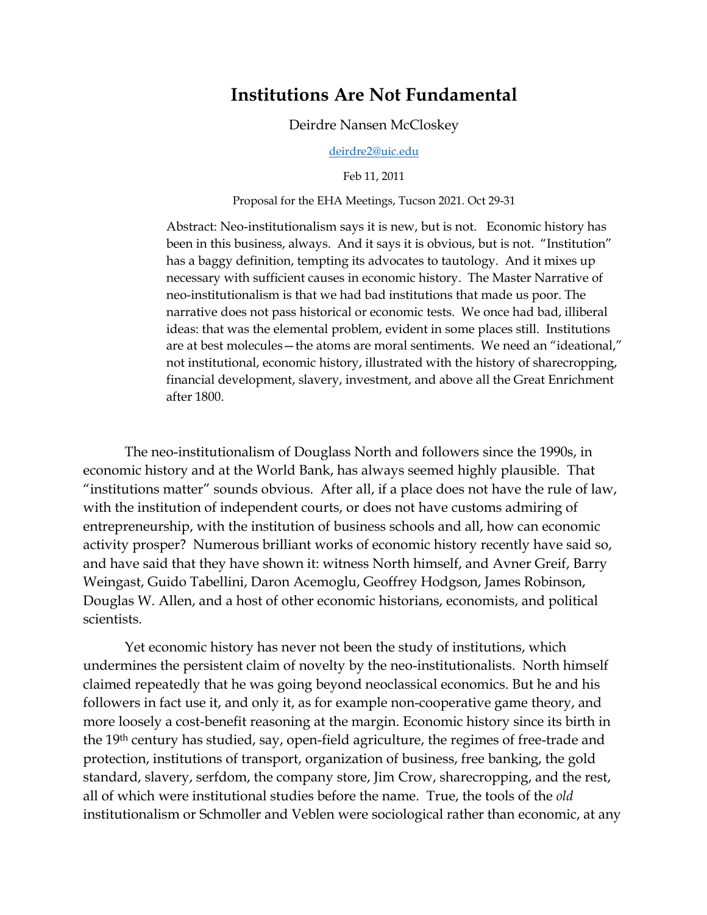# Institutions Are Not Fundamental

Deirdre Nansen McCloskey

deirdre2@uic.edu

Feb 11, 2011

Proposal for the EHA Meetings, Tucson 2021. Oct 29-31

Abstract: Neo-institutionalism says it is new, but is not. Economic history has been in this business, always. And it says it is obvious, but is not. "Institution" has a baggy definition, tempting its advocates to tautology. And it mixes up necessary with sufficient causes in economic history. The Master Narrative of neo-institutionalism is that we had bad institutions that made us poor. The narrative does not pass historical or economic tests. We once had bad, illiberal ideas: that was the elemental problem, evident in some places still. Institutions are at best molecules—the atoms are moral sentiments. We need an "ideational," not institutional, economic history, illustrated with the history of sharecropping, financial development, slavery, investment, and above all the Great Enrichment after 1800.

The neo-institutionalism of Douglass North and followers since the 1990s, in economic history and at the World Bank, has always seemed highly plausible. That "institutions matter" sounds obvious. After all, if a place does not have the rule of law, with the institution of independent courts, or does not have customs admiring of entrepreneurship, with the institution of business schools and all, how can economic activity prosper? Numerous brilliant works of economic history recently have said so, and have said that they have shown it: witness North himself, and Avner Greif, Barry Weingast, Guido Tabellini, Daron Acemoglu, Geoffrey Hodgson, James Robinson, Douglas W. Allen, and a host of other economic historians, economists, and political scientists.

Yet economic history has never not been the study of institutions, which undermines the persistent claim of novelty by the neo-institutionalists. North himself claimed repeatedly that he was going beyond neoclassical economics. But he and his followers in fact use it, and only it, as for example non-cooperative game theory, and more loosely a cost-benefit reasoning at the margin. Economic history since its birth in the 19th century has studied, say, open-field agriculture, the regimes of free-trade and protection, institutions of transport, organization of business, free banking, the gold standard, slavery, serfdom, the company store, Jim Crow, sharecropping, and the rest, all of which were institutional studies before the name. True, the tools of the *old* institutionalism or Schmoller and Veblen were sociological rather than economic, at any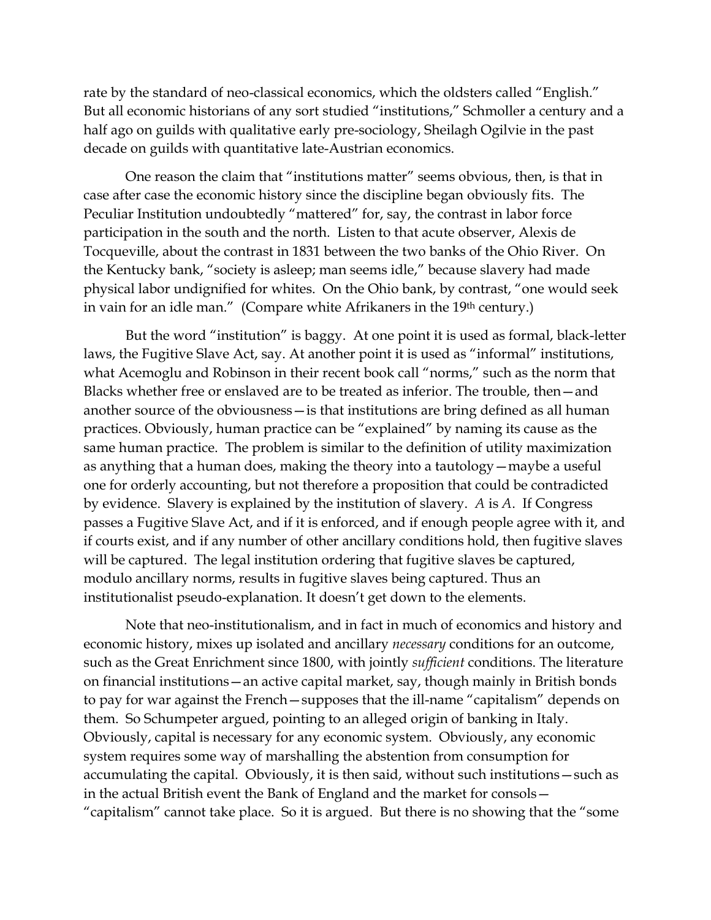rate by the standard of neo-classical economics, which the oldsters called "English." But all economic historians of any sort studied "institutions," Schmoller a century and a half ago on guilds with qualitative early pre-sociology, Sheilagh Ogilvie in the past decade on guilds with quantitative late-Austrian economics.

One reason the claim that "institutions matter" seems obvious, then, is that in case after case the economic history since the discipline began obviously fits. The Peculiar Institution undoubtedly "mattered" for, say, the contrast in labor force participation in the south and the north. Listen to that acute observer, Alexis de Tocqueville, about the contrast in 1831 between the two banks of the Ohio River. On the Kentucky bank, "society is asleep; man seems idle," because slavery had made physical labor undignified for whites. On the Ohio bank, by contrast, "one would seek in vain for an idle man." (Compare white Afrikaners in the 19th century.)

But the word "institution" is baggy. At one point it is used as formal, black-letter laws, the Fugitive Slave Act, say. At another point it is used as "informal" institutions, what Acemoglu and Robinson in their recent book call "norms," such as the norm that Blacks whether free or enslaved are to be treated as inferior. The trouble, then—and another source of the obviousness—is that institutions are bring defined as all human practices. Obviously, human practice can be "explained" by naming its cause as the same human practice. The problem is similar to the definition of utility maximization as anything that a human does, making the theory into a tautology—maybe a useful one for orderly accounting, but not therefore a proposition that could be contradicted by evidence. Slavery is explained by the institution of slavery. *A* is *A*. If Congress passes a Fugitive Slave Act, and if it is enforced, and if enough people agree with it, and if courts exist, and if any number of other ancillary conditions hold, then fugitive slaves will be captured. The legal institution ordering that fugitive slaves be captured, modulo ancillary norms, results in fugitive slaves being captured. Thus an institutionalist pseudo-explanation. It doesn't get down to the elements.

Note that neo-institutionalism, and in fact in much of economics and history and economic history, mixes up isolated and ancillary *necessary* conditions for an outcome, such as the Great Enrichment since 1800, with jointly *sufficient* conditions. The literature on financial institutions—an active capital market, say, though mainly in British bonds to pay for war against the French—supposes that the ill-name "capitalism" depends on them. So Schumpeter argued, pointing to an alleged origin of banking in Italy. Obviously, capital is necessary for any economic system. Obviously, any economic system requires some way of marshalling the abstention from consumption for accumulating the capital. Obviously, it is then said, without such institutions—such as in the actual British event the Bank of England and the market for consols—"capitalism" cannot take place. So it is argued. But there is no showing that the "some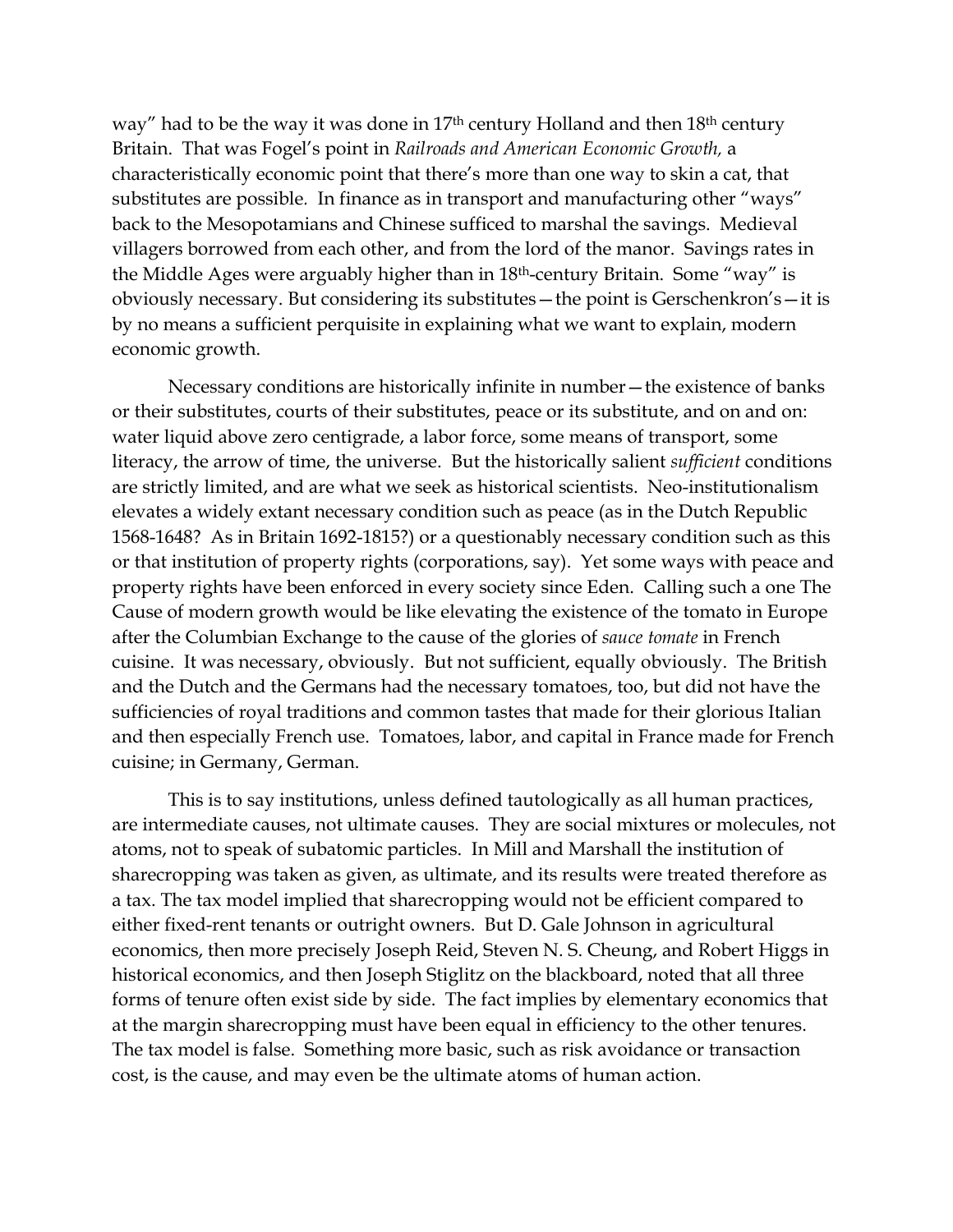way" had to be the way it was done in 17th century Holland and then 18th century Britain. That was Fogel's point in *Railroads and American Economic Growth,* a characteristically economic point that there's more than one way to skin a cat, that substitutes are possible. In finance as in transport and manufacturing other "ways" back to the Mesopotamians and Chinese sufficed to marshal the savings. Medieval villagers borrowed from each other, and from the lord of the manor. Savings rates in the Middle Ages were arguably higher than in 18th-century Britain. Some "way" is obviously necessary. But considering its substitutes—the point is Gerschenkron's—it is by no means a sufficient perquisite in explaining what we want to explain, modern economic growth.

Necessary conditions are historically infinite in number—the existence of banks or their substitutes, courts of their substitutes, peace or its substitute, and on and on: water liquid above zero centigrade, a labor force, some means of transport, some literacy, the arrow of time, the universe. But the historically salient *sufficient* conditions are strictly limited, and are what we seek as historical scientists. Neo-institutionalism elevates a widely extant necessary condition such as peace (as in the Dutch Republic 1568-1648? As in Britain 1692-1815?) or a questionably necessary condition such as this or that institution of property rights (corporations, say). Yet some ways with peace and property rights have been enforced in every society since Eden. Calling such a one The Cause of modern growth would be like elevating the existence of the tomato in Europe after the Columbian Exchange to the cause of the glories of *sauce tomate* in French cuisine. It was necessary, obviously. But not sufficient, equally obviously. The British and the Dutch and the Germans had the necessary tomatoes, too, but did not have the sufficiencies of royal traditions and common tastes that made for their glorious Italian and then especially French use. Tomatoes, labor, and capital in France made for French cuisine; in Germany, German.

This is to say institutions, unless defined tautologically as all human practices, are intermediate causes, not ultimate causes. They are social mixtures or molecules, not atoms, not to speak of subatomic particles. In Mill and Marshall the institution of sharecropping was taken as given, as ultimate, and its results were treated therefore as a tax. The tax model implied that sharecropping would not be efficient compared to either fixed-rent tenants or outright owners. But D. Gale Johnson in agricultural economics, then more precisely Joseph Reid, Steven N. S. Cheung, and Robert Higgs in historical economics, and then Joseph Stiglitz on the blackboard, noted that all three forms of tenure often exist side by side. The fact implies by elementary economics that at the margin sharecropping must have been equal in efficiency to the other tenures. The tax model is false. Something more basic, such as risk avoidance or transaction cost, is the cause, and may even be the ultimate atoms of human action.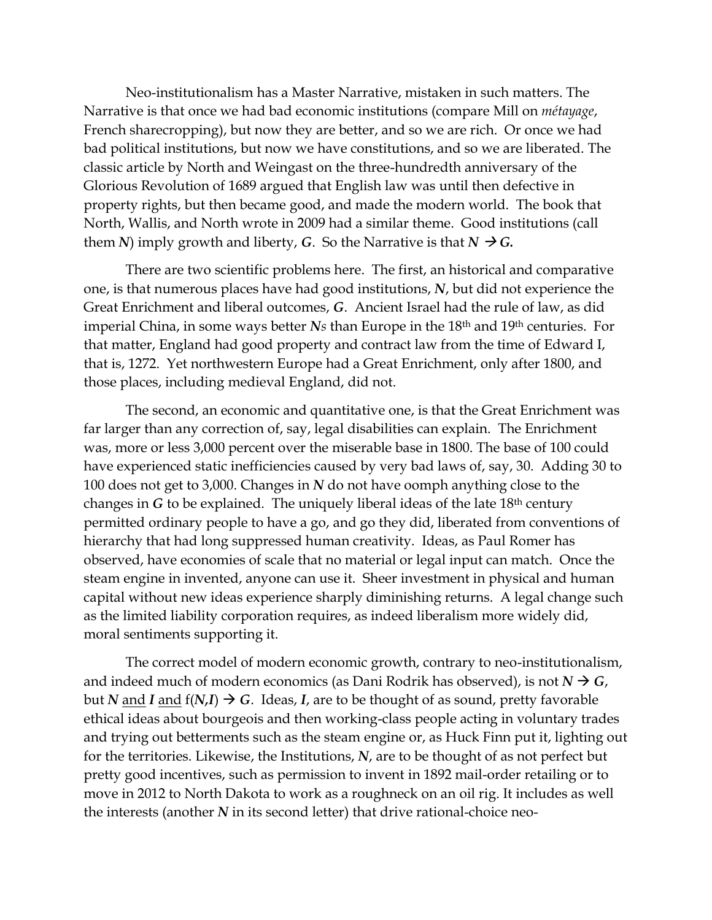Neo-institutionalism has a Master Narrative, mistaken in such matters. The Narrative is that once we had bad economic institutions (compare Mill on *métayage*, French sharecropping), but now they are better, and so we are rich. Or once we had bad political institutions, but now we have constitutions, and so we are liberated. The classic article by North and Weingast on the three-hundredth anniversary of the Glorious Revolution of 1689 argued that English law was until then defective in property rights, but then became good, and made the modern world. The book that North, Wallis, and North wrote in 2009 had a similar theme. Good institutions (call them ***N***) imply growth and liberty, ***G***. So the Narrative is that ***N*** → ***G.***

There are two scientific problems here. The first, an historical and comparative one, is that numerous places have had good institutions, ***N***, but did not experience the Great Enrichment and liberal outcomes, ***G***. Ancient Israel had the rule of law, as did imperial China, in some ways better ***N****s* than Europe in the 18th and 19th centuries. For that matter, England had good property and contract law from the time of Edward I, that is, 1272. Yet northwestern Europe had a Great Enrichment, only after 1800, and those places, including medieval England, did not.

The second, an economic and quantitative one, is that the Great Enrichment was far larger than any correction of, say, legal disabilities can explain. The Enrichment was, more or less 3,000 percent over the miserable base in 1800. The base of 100 could have experienced static inefficiencies caused by very bad laws of, say, 30. Adding 30 to 100 does not get to 3,000. Changes in ***N*** do not have oomph anything close to the changes in ***G*** to be explained. The uniquely liberal ideas of the late 18th century permitted ordinary people to have a go, and go they did, liberated from conventions of hierarchy that had long suppressed human creativity. Ideas, as Paul Romer has observed, have economies of scale that no material or legal input can match. Once the steam engine in invented, anyone can use it. Sheer investment in physical and human capital without new ideas experience sharply diminishing returns. A legal change such as the limited liability corporation requires, as indeed liberalism more widely did, moral sentiments supporting it.

The correct model of modern economic growth, contrary to neo-institutionalism, and indeed much of modern economics (as Dani Rodrik has observed), is not ***N*** → ***G***, but ***N*** <u>and</u> ***I*** <u>and</u> f(***N***,***I***) → ***G***. Ideas, ***I***, are to be thought of as sound, pretty favorable ethical ideas about bourgeois and then working-class people acting in voluntary trades and trying out betterments such as the steam engine or, as Huck Finn put it, lighting out for the territories. Likewise, the Institutions, ***N***, are to be thought of as not perfect but pretty good incentives, such as permission to invent in 1892 mail-order retailing or to move in 2012 to North Dakota to work as a roughneck on an oil rig. It includes as well the interests (another ***N*** in its second letter) that drive rational-choice neo-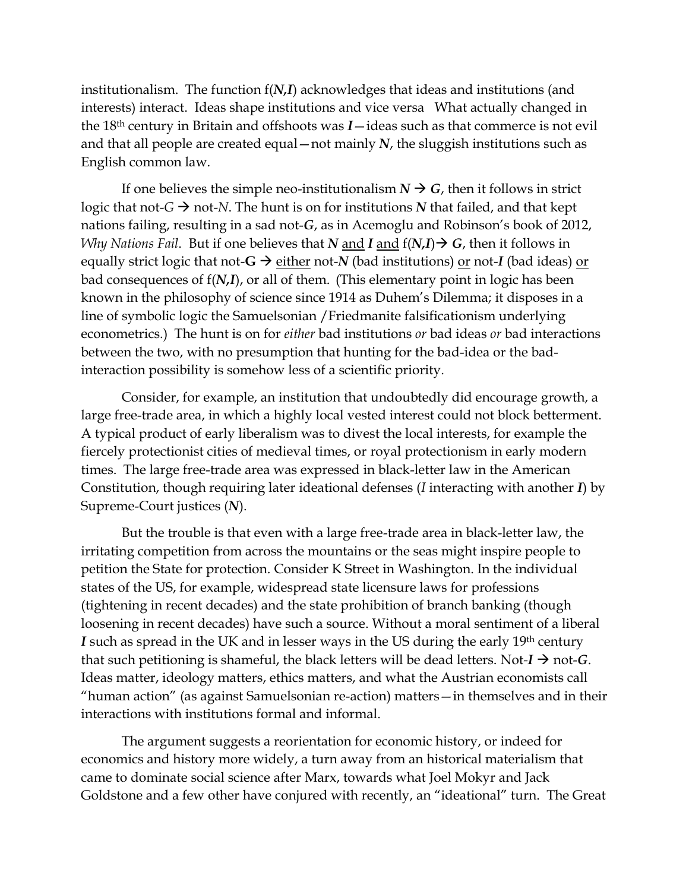institutionalism. The function f($\boldsymbol{N,I}$) acknowledges that ideas and institutions (and interests) interact. Ideas shape institutions and vice versa What actually changed in the 18th century in Britain and offshoots was $\boldsymbol{I}$—ideas such as that commerce is not evil and that all people are created equal—not mainly $\boldsymbol{N}$, the sluggish institutions such as English common law.

If one believes the simple neo-institutionalism $\boldsymbol{N} \rightarrow \boldsymbol{G}$, then it follows in strict logic that not-$G$ → not-$N$. The hunt is on for institutions $\boldsymbol{N}$ that failed, and that kept nations failing, resulting in a sad not-$\boldsymbol{G}$, as in Acemoglu and Robinson's book of 2012, *Why Nations Fail*. But if one believes that $\boldsymbol{N}$ <u>and</u> $\boldsymbol{I}$ <u>and</u> f($\boldsymbol{N,I}$)→ $\boldsymbol{G}$, then it follows in equally strict logic that not-$\mathbf{G}$ → <u>either</u> not-$\boldsymbol{N}$ (bad institutions) <u>or</u> not-$\boldsymbol{I}$ (bad ideas) <u>or</u> bad consequences of f($\boldsymbol{N,I}$), or all of them. (This elementary point in logic has been known in the philosophy of science since 1914 as Duhem's Dilemma; it disposes in a line of symbolic logic the Samuelsonian /Friedmanite falsificationism underlying econometrics.) The hunt is on for *either* bad institutions *or* bad ideas *or* bad interactions between the two, with no presumption that hunting for the bad-idea or the bad-interaction possibility is somehow less of a scientific priority.

Consider, for example, an institution that undoubtedly did encourage growth, a large free-trade area, in which a highly local vested interest could not block betterment. A typical product of early liberalism was to divest the local interests, for example the fiercely protectionist cities of medieval times, or royal protectionism in early modern times. The large free-trade area was expressed in black-letter law in the American Constitution, though requiring later ideational defenses ($I$ interacting with another $\boldsymbol{I}$) by Supreme-Court justices ($\boldsymbol{N}$).

But the trouble is that even with a large free-trade area in black-letter law, the irritating competition from across the mountains or the seas might inspire people to petition the State for protection. Consider K Street in Washington. In the individual states of the US, for example, widespread state licensure laws for professions (tightening in recent decades) and the state prohibition of branch banking (though loosening in recent decades) have such a source. Without a moral sentiment of a liberal $\boldsymbol{I}$ such as spread in the UK and in lesser ways in the US during the early 19th century that such petitioning is shameful, the black letters will be dead letters. Not-$\boldsymbol{I}$ → not-$\boldsymbol{G}$. Ideas matter, ideology matters, ethics matters, and what the Austrian economists call "human action" (as against Samuelsonian re-action) matters—in themselves and in their interactions with institutions formal and informal.

The argument suggests a reorientation for economic history, or indeed for economics and history more widely, a turn away from an historical materialism that came to dominate social science after Marx, towards what Joel Mokyr and Jack Goldstone and a few other have conjured with recently, an "ideational" turn. The Great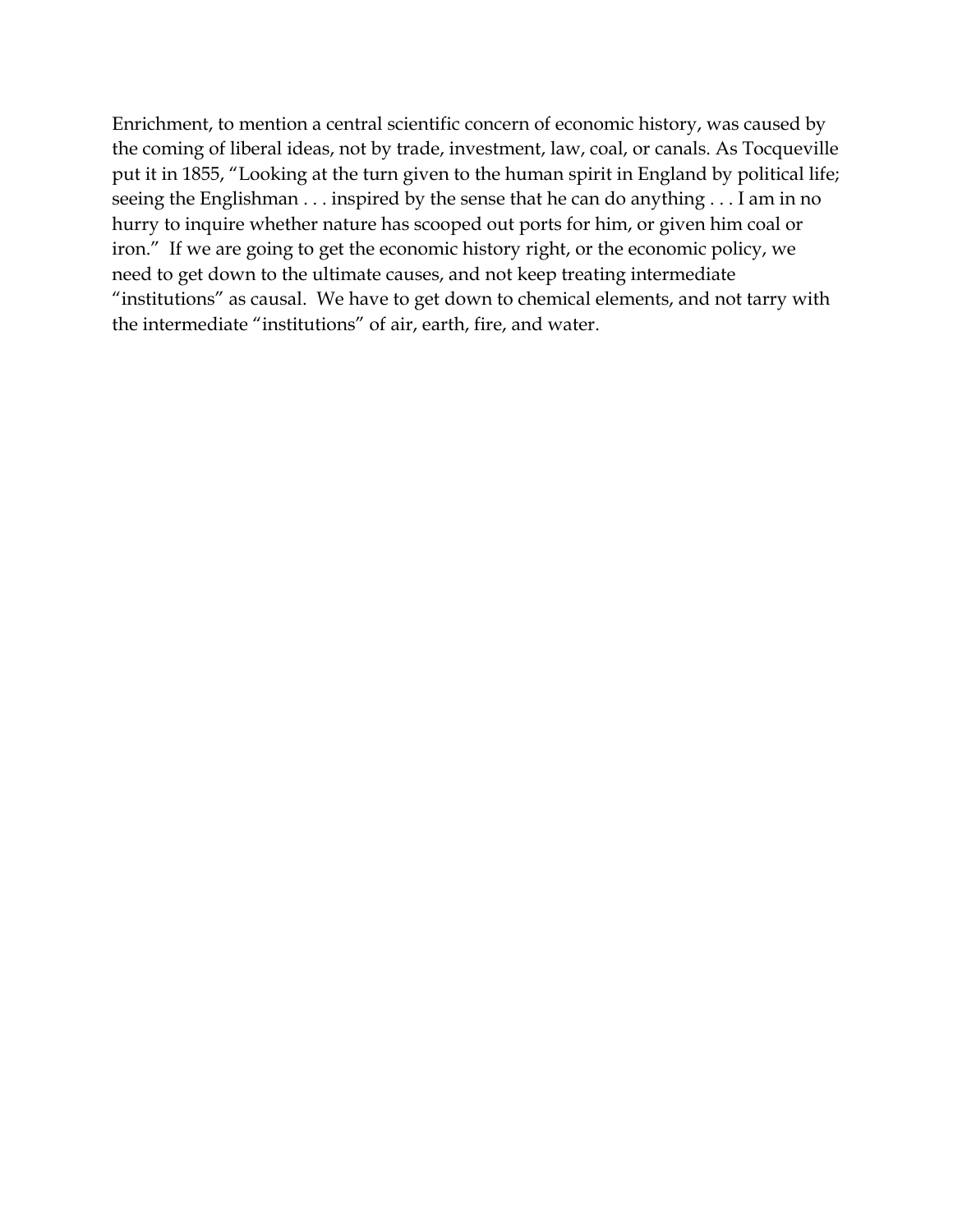Enrichment, to mention a central scientific concern of economic history, was caused by the coming of liberal ideas, not by trade, investment, law, coal, or canals. As Tocqueville put it in 1855, "Looking at the turn given to the human spirit in England by political life; seeing the Englishman . . . inspired by the sense that he can do anything . . . I am in no hurry to inquire whether nature has scooped out ports for him, or given him coal or iron." If we are going to get the economic history right, or the economic policy, we need to get down to the ultimate causes, and not keep treating intermediate "institutions" as causal. We have to get down to chemical elements, and not tarry with the intermediate "institutions" of air, earth, fire, and water.